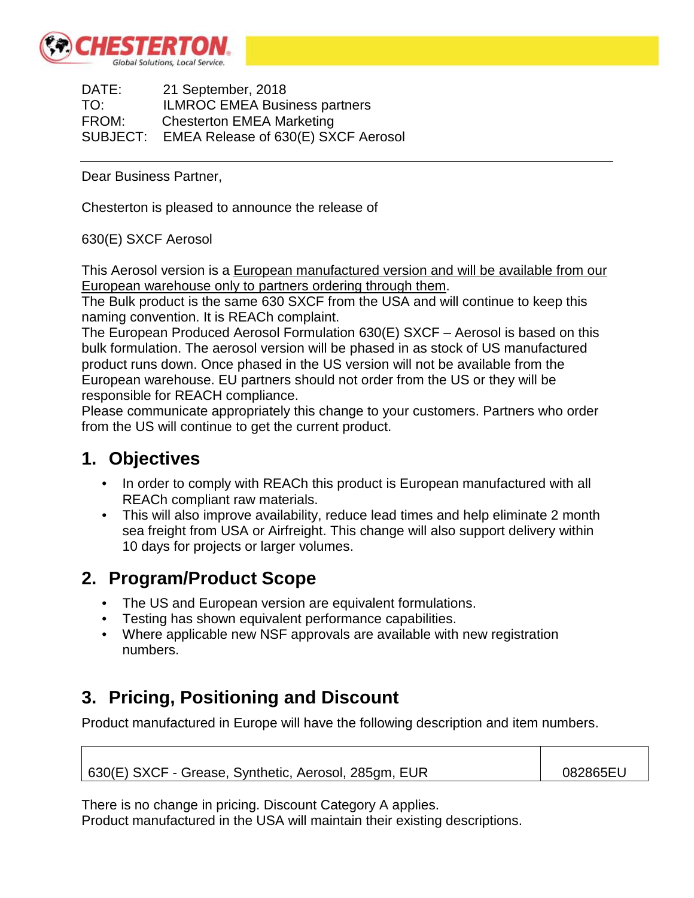DATE: 21 September, 2018
TO: ILMROC EMEA Business partners
FROM: Chesterton EMEA Marketing
SUBJECT: EMEA Release of 630(E) SXCF Aerosol

---

Dear Business Partner,

Chesterton is pleased to announce the release of

630(E) SXCF Aerosol

This Aerosol version is a European manufactured version and will be available from our European warehouse only to partners ordering through them.
The Bulk product is the same 630 SXCF from the USA and will continue to keep this naming convention. It is REACh complaint.
The European Produced Aerosol Formulation 630(E) SXCF – Aerosol is based on this bulk formulation. The aerosol version will be phased in as stock of US manufactured product runs down. Once phased in the US version will not be available from the European warehouse. EU partners should not order from the US or they will be responsible for REACH compliance.
Please communicate appropriately this change to your customers. Partners who order from the US will continue to get the current product.

## 1. Objectives

- In order to comply with REACh this product is European manufactured with all REACh compliant raw materials.
- This will also improve availability, reduce lead times and help eliminate 2 month sea freight from USA or Airfreight. This change will also support delivery within 10 days for projects or larger volumes.

## 2. Program/Product Scope

- The US and European version are equivalent formulations.
- Testing has shown equivalent performance capabilities.
- Where applicable new NSF approvals are available with new registration numbers.

## 3. Pricing, Positioning and Discount

Product manufactured in Europe will have the following description and item numbers.

| | |
|---|---|
| 630(E) SXCF - Grease, Synthetic, Aerosol, 285gm, EUR | 082865EU |

There is no change in pricing. Discount Category A applies.
Product manufactured in the USA will maintain their existing descriptions.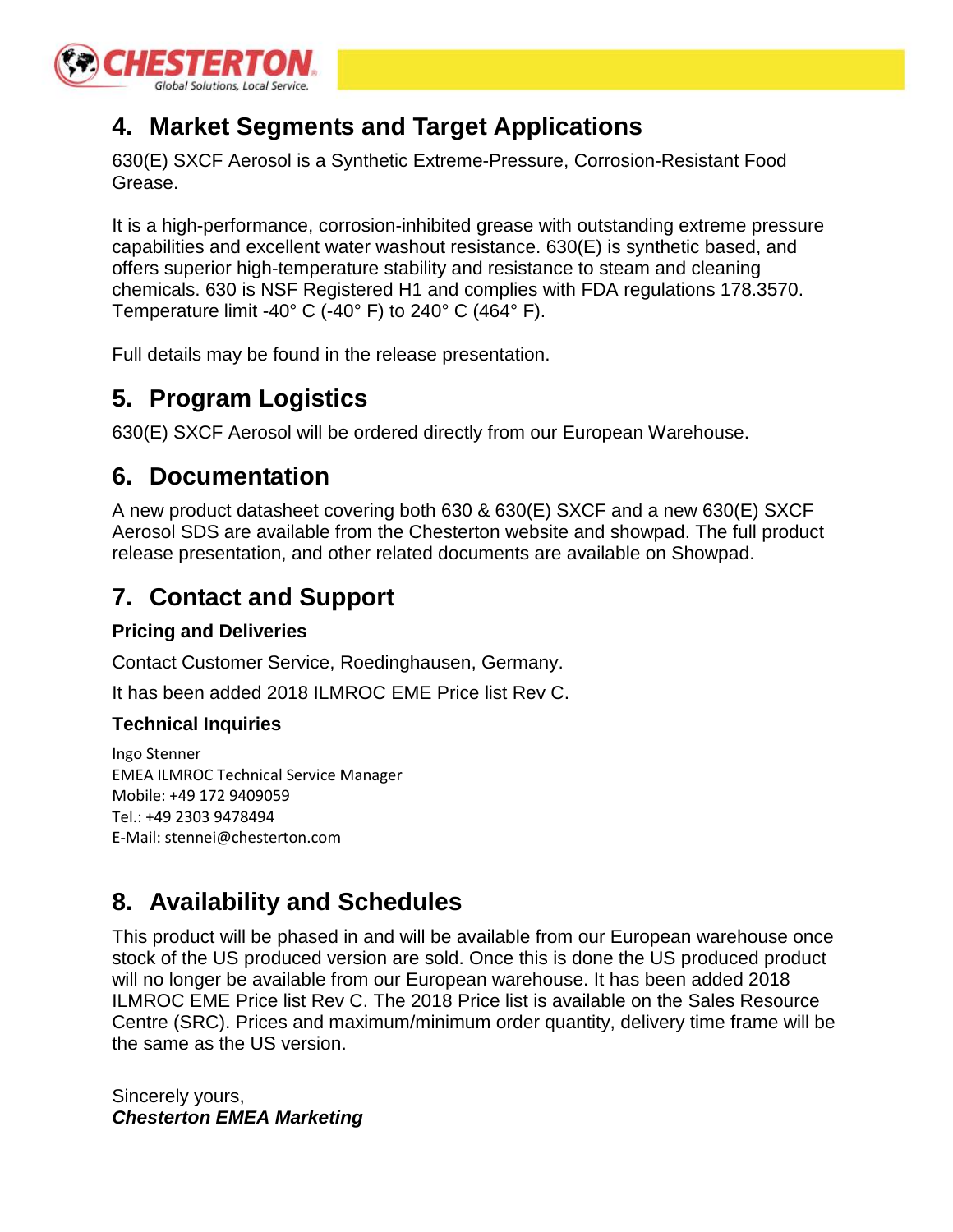## 4. Market Segments and Target Applications

630(E) SXCF Aerosol is a Synthetic Extreme-Pressure, Corrosion-Resistant Food Grease.

It is a high-performance, corrosion-inhibited grease with outstanding extreme pressure capabilities and excellent water washout resistance. 630(E) is synthetic based, and offers superior high-temperature stability and resistance to steam and cleaning chemicals. 630 is NSF Registered H1 and complies with FDA regulations 178.3570. Temperature limit -40° C (-40° F) to 240° C (464° F).

Full details may be found in the release presentation.

## 5. Program Logistics

630(E) SXCF Aerosol will be ordered directly from our European Warehouse.

## 6. Documentation

A new product datasheet covering both 630 & 630(E) SXCF and a new 630(E) SXCF Aerosol SDS are available from the Chesterton website and showpad. The full product release presentation, and other related documents are available on Showpad.

## 7. Contact and Support

**Pricing and Deliveries**

Contact Customer Service, Roedinghausen, Germany.

It has been added 2018 ILMROC EME Price list Rev C.

**Technical Inquiries**

Ingo Stenner
EMEA ILMROC Technical Service Manager
Mobile: +49 172 9409059
Tel.: +49 2303 9478494
E-Mail: stennei@chesterton.com

## 8. Availability and Schedules

This product will be phased in and will be available from our European warehouse once stock of the US produced version are sold. Once this is done the US produced product will no longer be available from our European warehouse. It has been added 2018 ILMROC EME Price list Rev C. The 2018 Price list is available on the Sales Resource Centre (SRC). Prices and maximum/minimum order quantity, delivery time frame will be the same as the US version.

Sincerely yours,
***Chesterton EMEA Marketing***